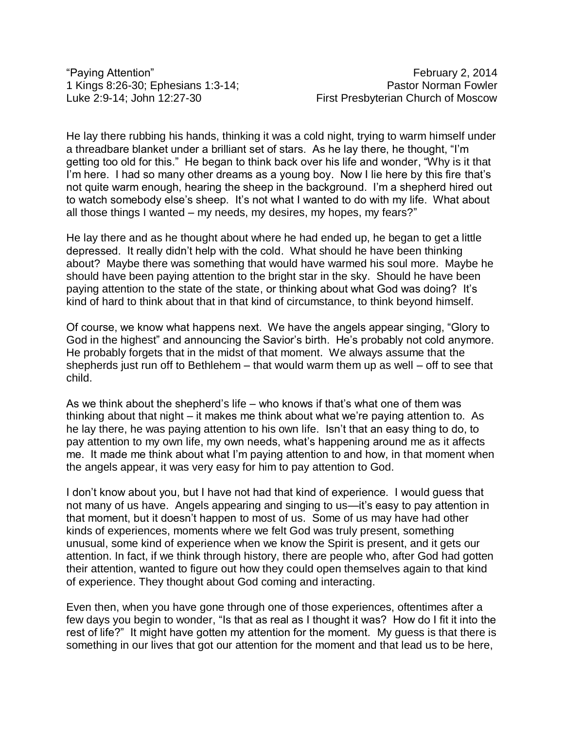"Paying Attention"
1 Kings 8:26-30; Ephesians 1:3-14;
Luke 2:9-14; John 12:27-30

February 2, 2014
Pastor Norman Fowler
First Presbyterian Church of Moscow

He lay there rubbing his hands, thinking it was a cold night, trying to warm himself under a threadbare blanket under a brilliant set of stars. As he lay there, he thought, "I'm getting too old for this." He began to think back over his life and wonder, "Why is it that I'm here. I had so many other dreams as a young boy. Now I lie here by this fire that's not quite warm enough, hearing the sheep in the background. I'm a shepherd hired out to watch somebody else's sheep. It's not what I wanted to do with my life. What about all those things I wanted – my needs, my desires, my hopes, my fears?"

He lay there and as he thought about where he had ended up, he began to get a little depressed. It really didn't help with the cold. What should he have been thinking about? Maybe there was something that would have warmed his soul more. Maybe he should have been paying attention to the bright star in the sky. Should he have been paying attention to the state of the state, or thinking about what God was doing? It's kind of hard to think about that in that kind of circumstance, to think beyond himself.

Of course, we know what happens next. We have the angels appear singing, "Glory to God in the highest" and announcing the Savior's birth. He's probably not cold anymore. He probably forgets that in the midst of that moment. We always assume that the shepherds just run off to Bethlehem – that would warm them up as well – off to see that child.

As we think about the shepherd's life – who knows if that's what one of them was thinking about that night – it makes me think about what we're paying attention to. As he lay there, he was paying attention to his own life. Isn't that an easy thing to do, to pay attention to my own life, my own needs, what's happening around me as it affects me. It made me think about what I'm paying attention to and how, in that moment when the angels appear, it was very easy for him to pay attention to God.

I don't know about you, but I have not had that kind of experience. I would guess that not many of us have. Angels appearing and singing to us—it's easy to pay attention in that moment, but it doesn't happen to most of us. Some of us may have had other kinds of experiences, moments where we felt God was truly present, something unusual, some kind of experience when we know the Spirit is present, and it gets our attention. In fact, if we think through history, there are people who, after God had gotten their attention, wanted to figure out how they could open themselves again to that kind of experience. They thought about God coming and interacting.

Even then, when you have gone through one of those experiences, oftentimes after a few days you begin to wonder, "Is that as real as I thought it was? How do I fit it into the rest of life?" It might have gotten my attention for the moment. My guess is that there is something in our lives that got our attention for the moment and that lead us to be here,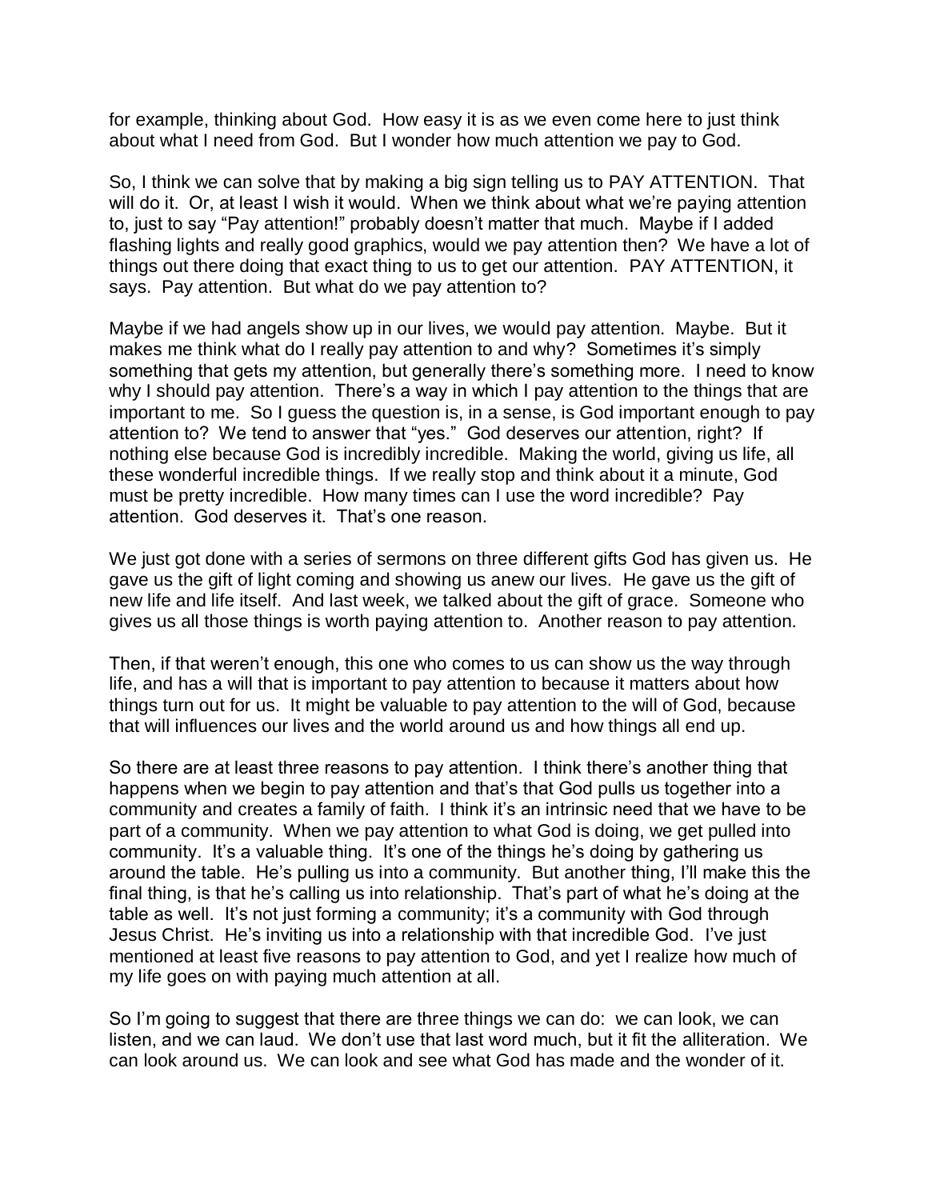for example, thinking about God. How easy it is as we even come here to just think about what I need from God. But I wonder how much attention we pay to God.

So, I think we can solve that by making a big sign telling us to PAY ATTENTION. That will do it. Or, at least I wish it would. When we think about what we're paying attention to, just to say "Pay attention!" probably doesn't matter that much. Maybe if I added flashing lights and really good graphics, would we pay attention then? We have a lot of things out there doing that exact thing to us to get our attention. PAY ATTENTION, it says. Pay attention. But what do we pay attention to?

Maybe if we had angels show up in our lives, we would pay attention. Maybe. But it makes me think what do I really pay attention to and why? Sometimes it's simply something that gets my attention, but generally there's something more. I need to know why I should pay attention. There's a way in which I pay attention to the things that are important to me. So I guess the question is, in a sense, is God important enough to pay attention to? We tend to answer that "yes." God deserves our attention, right? If nothing else because God is incredibly incredible. Making the world, giving us life, all these wonderful incredible things. If we really stop and think about it a minute, God must be pretty incredible. How many times can I use the word incredible? Pay attention. God deserves it. That's one reason.

We just got done with a series of sermons on three different gifts God has given us. He gave us the gift of light coming and showing us anew our lives. He gave us the gift of new life and life itself. And last week, we talked about the gift of grace. Someone who gives us all those things is worth paying attention to. Another reason to pay attention.

Then, if that weren't enough, this one who comes to us can show us the way through life, and has a will that is important to pay attention to because it matters about how things turn out for us. It might be valuable to pay attention to the will of God, because that will influences our lives and the world around us and how things all end up.

So there are at least three reasons to pay attention. I think there's another thing that happens when we begin to pay attention and that's that God pulls us together into a community and creates a family of faith. I think it's an intrinsic need that we have to be part of a community. When we pay attention to what God is doing, we get pulled into community. It's a valuable thing. It's one of the things he's doing by gathering us around the table. He's pulling us into a community. But another thing, I'll make this the final thing, is that he's calling us into relationship. That's part of what he's doing at the table as well. It's not just forming a community; it's a community with God through Jesus Christ. He's inviting us into a relationship with that incredible God. I've just mentioned at least five reasons to pay attention to God, and yet I realize how much of my life goes on with paying much attention at all.

So I'm going to suggest that there are three things we can do: we can look, we can listen, and we can laud. We don't use that last word much, but it fit the alliteration. We can look around us. We can look and see what God has made and the wonder of it.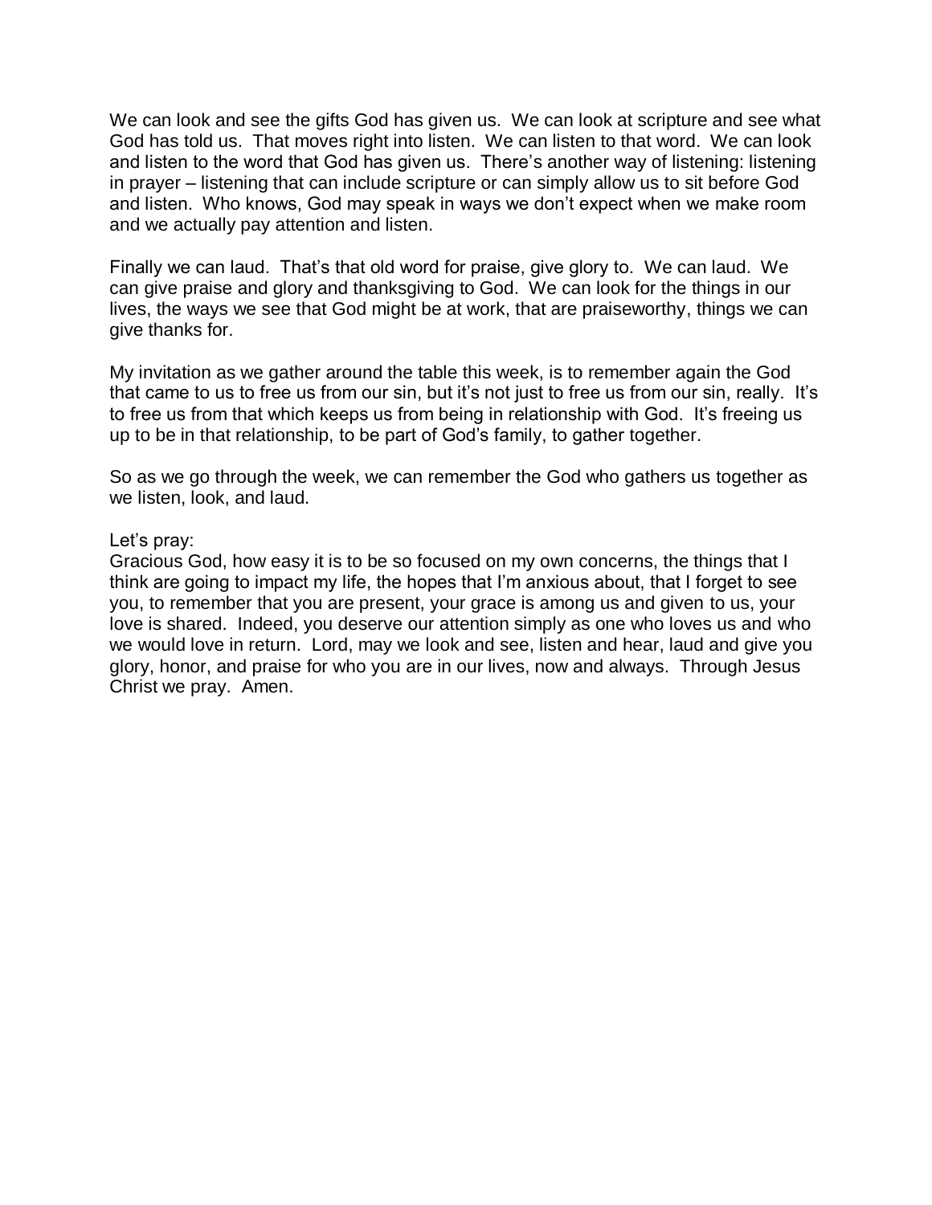We can look and see the gifts God has given us. We can look at scripture and see what God has told us. That moves right into listen. We can listen to that word. We can look and listen to the word that God has given us. There's another way of listening: listening in prayer – listening that can include scripture or can simply allow us to sit before God and listen. Who knows, God may speak in ways we don't expect when we make room and we actually pay attention and listen.

Finally we can laud. That's that old word for praise, give glory to. We can laud. We can give praise and glory and thanksgiving to God. We can look for the things in our lives, the ways we see that God might be at work, that are praiseworthy, things we can give thanks for.

My invitation as we gather around the table this week, is to remember again the God that came to us to free us from our sin, but it's not just to free us from our sin, really. It's to free us from that which keeps us from being in relationship with God. It's freeing us up to be in that relationship, to be part of God's family, to gather together.

So as we go through the week, we can remember the God who gathers us together as we listen, look, and laud.

Let's pray:
Gracious God, how easy it is to be so focused on my own concerns, the things that I think are going to impact my life, the hopes that I'm anxious about, that I forget to see you, to remember that you are present, your grace is among us and given to us, your love is shared. Indeed, you deserve our attention simply as one who loves us and who we would love in return. Lord, may we look and see, listen and hear, laud and give you glory, honor, and praise for who you are in our lives, now and always. Through Jesus Christ we pray. Amen.